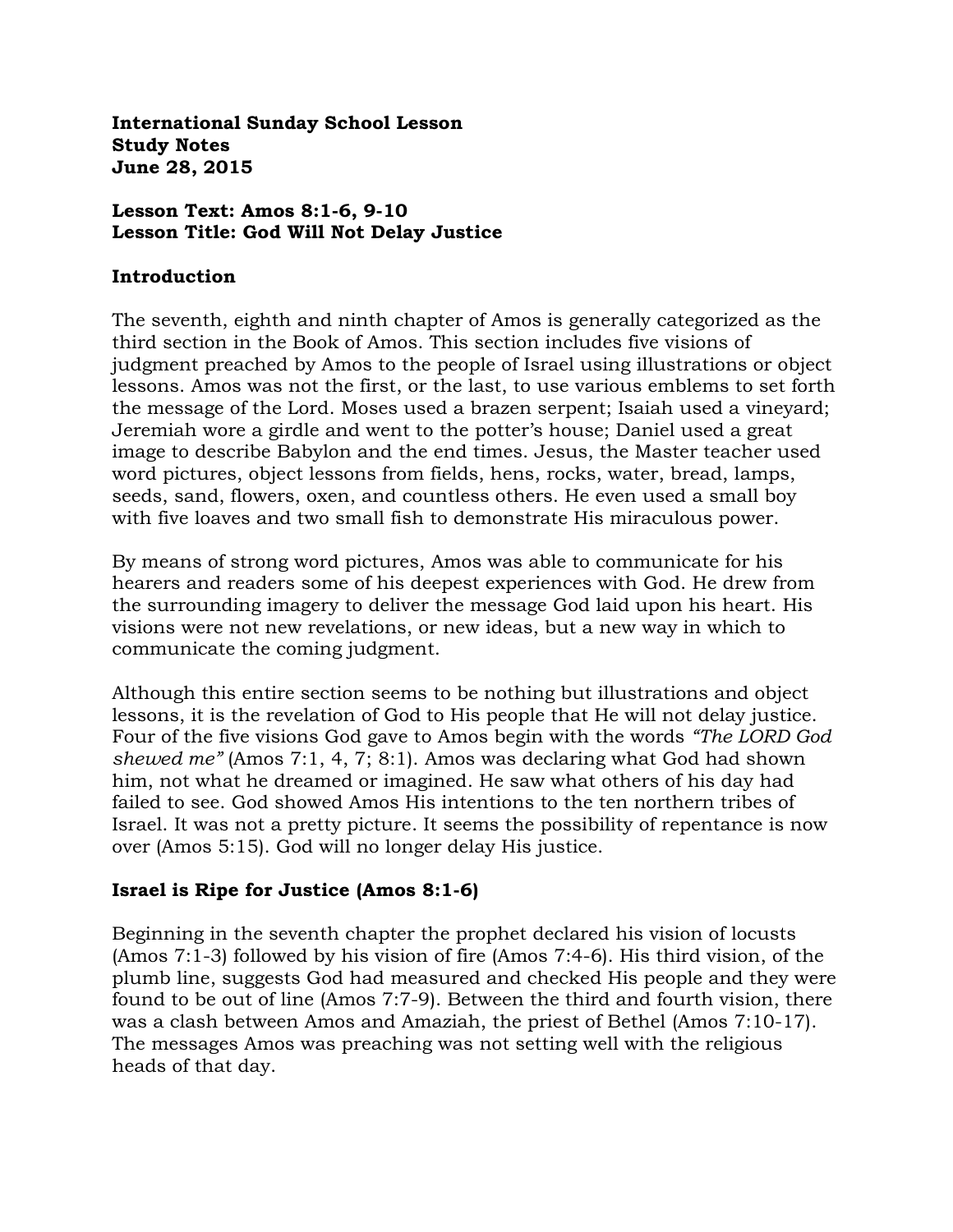**International Sunday School Lesson**
**Study Notes**
**June 28, 2015**

**Lesson Text: Amos 8:1-6, 9-10**
**Lesson Title: God Will Not Delay Justice**

## Introduction

The seventh, eighth and ninth chapter of Amos is generally categorized as the third section in the Book of Amos. This section includes five visions of judgment preached by Amos to the people of Israel using illustrations or object lessons. Amos was not the first, or the last, to use various emblems to set forth the message of the Lord. Moses used a brazen serpent; Isaiah used a vineyard; Jeremiah wore a girdle and went to the potter's house; Daniel used a great image to describe Babylon and the end times. Jesus, the Master teacher used word pictures, object lessons from fields, hens, rocks, water, bread, lamps, seeds, sand, flowers, oxen, and countless others. He even used a small boy with five loaves and two small fish to demonstrate His miraculous power.

By means of strong word pictures, Amos was able to communicate for his hearers and readers some of his deepest experiences with God. He drew from the surrounding imagery to deliver the message God laid upon his heart. His visions were not new revelations, or new ideas, but a new way in which to communicate the coming judgment.

Although this entire section seems to be nothing but illustrations and object lessons, it is the revelation of God to His people that He will not delay justice. Four of the five visions God gave to Amos begin with the words *"The LORD God shewed me"* (Amos 7:1, 4, 7; 8:1). Amos was declaring what God had shown him, not what he dreamed or imagined. He saw what others of his day had failed to see. God showed Amos His intentions to the ten northern tribes of Israel. It was not a pretty picture. It seems the possibility of repentance is now over (Amos 5:15). God will no longer delay His justice.

## Israel is Ripe for Justice (Amos 8:1-6)

Beginning in the seventh chapter the prophet declared his vision of locusts (Amos 7:1-3) followed by his vision of fire (Amos 7:4-6). His third vision, of the plumb line, suggests God had measured and checked His people and they were found to be out of line (Amos 7:7-9). Between the third and fourth vision, there was a clash between Amos and Amaziah, the priest of Bethel (Amos 7:10-17). The messages Amos was preaching was not setting well with the religious heads of that day.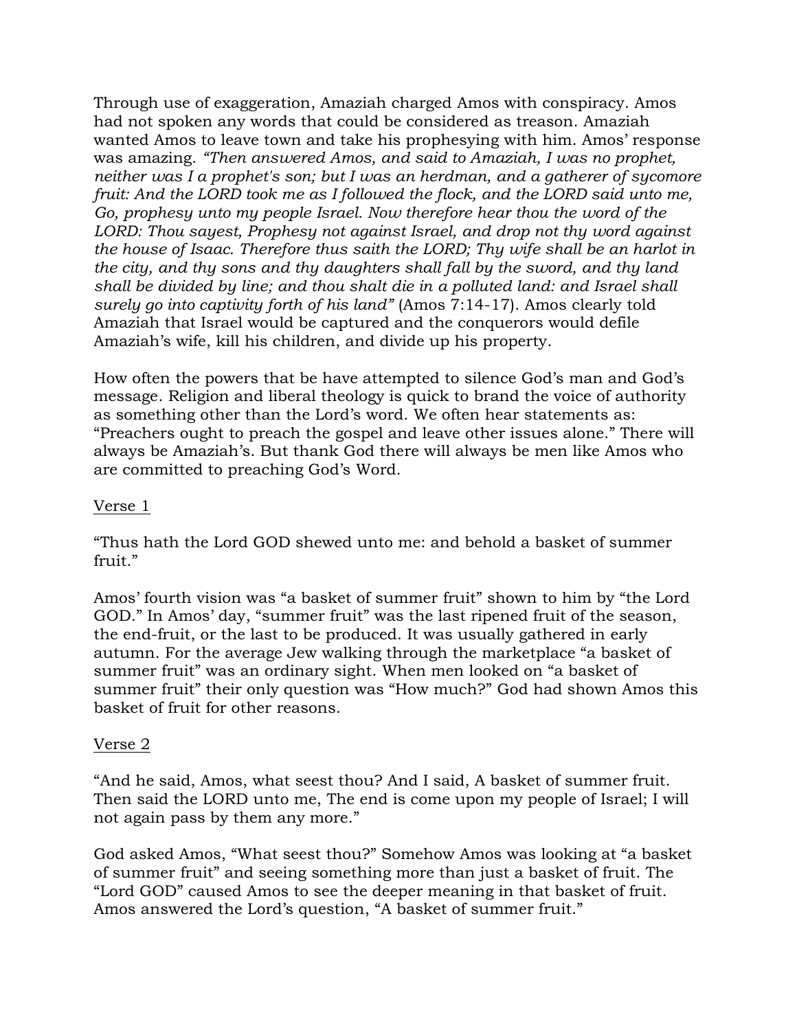Through use of exaggeration, Amaziah charged Amos with conspiracy. Amos had not spoken any words that could be considered as treason. Amaziah wanted Amos to leave town and take his prophesying with him. Amos' response was amazing. *"Then answered Amos, and said to Amaziah, I was no prophet, neither was I a prophet's son; but I was an herdman, and a gatherer of sycomore fruit: And the LORD took me as I followed the flock, and the LORD said unto me, Go, prophesy unto my people Israel. Now therefore hear thou the word of the LORD: Thou sayest, Prophesy not against Israel, and drop not thy word against the house of Isaac. Therefore thus saith the LORD; Thy wife shall be an harlot in the city, and thy sons and thy daughters shall fall by the sword, and thy land shall be divided by line; and thou shalt die in a polluted land: and Israel shall surely go into captivity forth of his land"* (Amos 7:14-17). Amos clearly told Amaziah that Israel would be captured and the conquerors would defile Amaziah's wife, kill his children, and divide up his property.

How often the powers that be have attempted to silence God's man and God's message. Religion and liberal theology is quick to brand the voice of authority as something other than the Lord's word. We often hear statements as: "Preachers ought to preach the gospel and leave other issues alone." There will always be Amaziah's. But thank God there will always be men like Amos who are committed to preaching God's Word.

<u>Verse 1</u>

"Thus hath the Lord GOD shewed unto me: and behold a basket of summer fruit."

Amos' fourth vision was "a basket of summer fruit" shown to him by "the Lord GOD." In Amos' day, "summer fruit" was the last ripened fruit of the season, the end-fruit, or the last to be produced. It was usually gathered in early autumn. For the average Jew walking through the marketplace "a basket of summer fruit" was an ordinary sight. When men looked on "a basket of summer fruit" their only question was "How much?" God had shown Amos this basket of fruit for other reasons.

<u>Verse 2</u>

"And he said, Amos, what seest thou? And I said, A basket of summer fruit. Then said the LORD unto me, The end is come upon my people of Israel; I will not again pass by them any more."

God asked Amos, "What seest thou?" Somehow Amos was looking at "a basket of summer fruit" and seeing something more than just a basket of fruit. The "Lord GOD" caused Amos to see the deeper meaning in that basket of fruit. Amos answered the Lord's question, "A basket of summer fruit."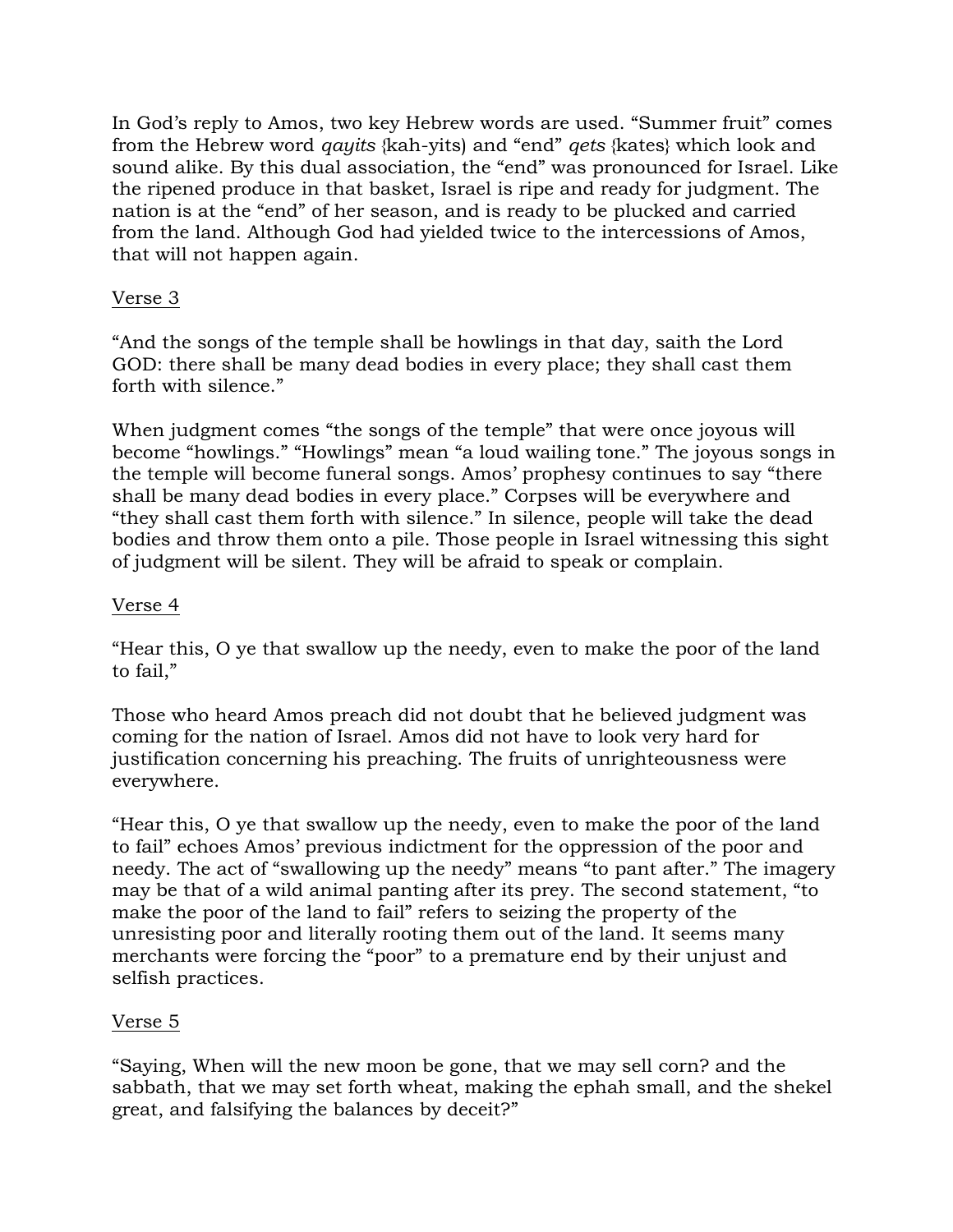In God's reply to Amos, two key Hebrew words are used. "Summer fruit" comes from the Hebrew word *qayits* {kah-yits) and "end" *qets* {kates} which look and sound alike. By this dual association, the "end" was pronounced for Israel. Like the ripened produce in that basket, Israel is ripe and ready for judgment. The nation is at the "end" of her season, and is ready to be plucked and carried from the land. Although God had yielded twice to the intercessions of Amos, that will not happen again.

<u>Verse 3</u>

"And the songs of the temple shall be howlings in that day, saith the Lord GOD: there shall be many dead bodies in every place; they shall cast them forth with silence."

When judgment comes "the songs of the temple" that were once joyous will become "howlings." "Howlings" mean "a loud wailing tone." The joyous songs in the temple will become funeral songs. Amos' prophesy continues to say "there shall be many dead bodies in every place." Corpses will be everywhere and "they shall cast them forth with silence." In silence, people will take the dead bodies and throw them onto a pile. Those people in Israel witnessing this sight of judgment will be silent. They will be afraid to speak or complain.

<u>Verse 4</u>

"Hear this, O ye that swallow up the needy, even to make the poor of the land to fail,"

Those who heard Amos preach did not doubt that he believed judgment was coming for the nation of Israel. Amos did not have to look very hard for justification concerning his preaching. The fruits of unrighteousness were everywhere.

"Hear this, O ye that swallow up the needy, even to make the poor of the land to fail" echoes Amos' previous indictment for the oppression of the poor and needy. The act of "swallowing up the needy" means "to pant after." The imagery may be that of a wild animal panting after its prey. The second statement, "to make the poor of the land to fail" refers to seizing the property of the unresisting poor and literally rooting them out of the land. It seems many merchants were forcing the "poor" to a premature end by their unjust and selfish practices.

<u>Verse 5</u>

"Saying, When will the new moon be gone, that we may sell corn? and the sabbath, that we may set forth wheat, making the ephah small, and the shekel great, and falsifying the balances by deceit?"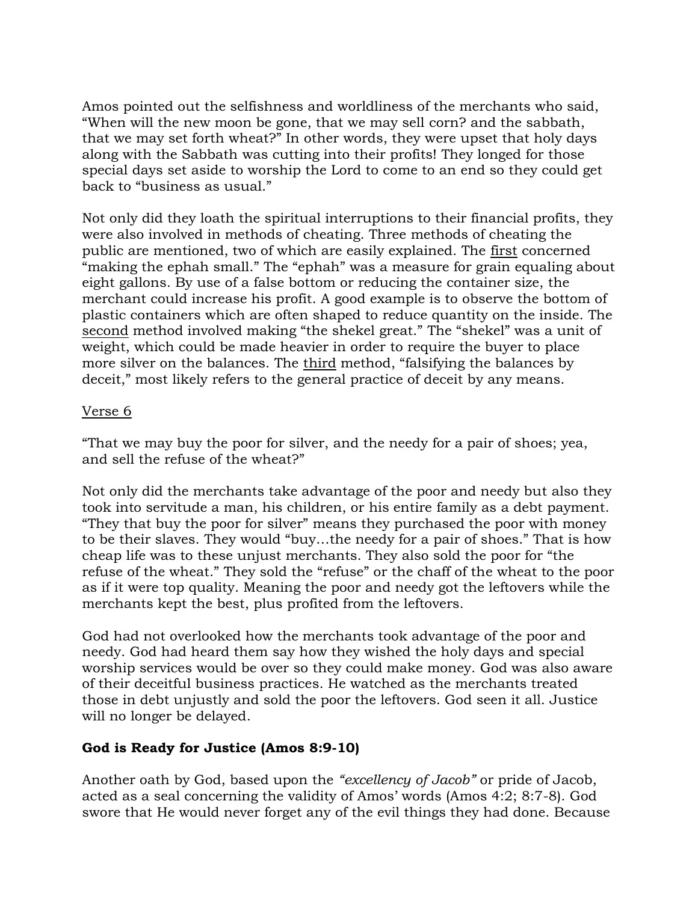Amos pointed out the selfishness and worldliness of the merchants who said, "When will the new moon be gone, that we may sell corn? and the sabbath, that we may set forth wheat?" In other words, they were upset that holy days along with the Sabbath was cutting into their profits! They longed for those special days set aside to worship the Lord to come to an end so they could get back to "business as usual."

Not only did they loath the spiritual interruptions to their financial profits, they were also involved in methods of cheating. Three methods of cheating the public are mentioned, two of which are easily explained. The <u>first</u> concerned "making the ephah small." The "ephah" was a measure for grain equaling about eight gallons. By use of a false bottom or reducing the container size, the merchant could increase his profit. A good example is to observe the bottom of plastic containers which are often shaped to reduce quantity on the inside. The <u>second</u> method involved making "the shekel great." The "shekel" was a unit of weight, which could be made heavier in order to require the buyer to place more silver on the balances. The <u>third</u> method, "falsifying the balances by deceit," most likely refers to the general practice of deceit by any means.

<u>Verse 6</u>

"That we may buy the poor for silver, and the needy for a pair of shoes; yea, and sell the refuse of the wheat?"

Not only did the merchants take advantage of the poor and needy but also they took into servitude a man, his children, or his entire family as a debt payment. "They that buy the poor for silver" means they purchased the poor with money to be their slaves. They would "buy…the needy for a pair of shoes." That is how cheap life was to these unjust merchants. They also sold the poor for "the refuse of the wheat." They sold the "refuse" or the chaff of the wheat to the poor as if it were top quality. Meaning the poor and needy got the leftovers while the merchants kept the best, plus profited from the leftovers.

God had not overlooked how the merchants took advantage of the poor and needy. God had heard them say how they wished the holy days and special worship services would be over so they could make money. God was also aware of their deceitful business practices. He watched as the merchants treated those in debt unjustly and sold the poor the leftovers. God seen it all. Justice will no longer be delayed.

**God is Ready for Justice (Amos 8:9-10)**

Another oath by God, based upon the *"excellency of Jacob"* or pride of Jacob, acted as a seal concerning the validity of Amos' words (Amos 4:2; 8:7-8). God swore that He would never forget any of the evil things they had done. Because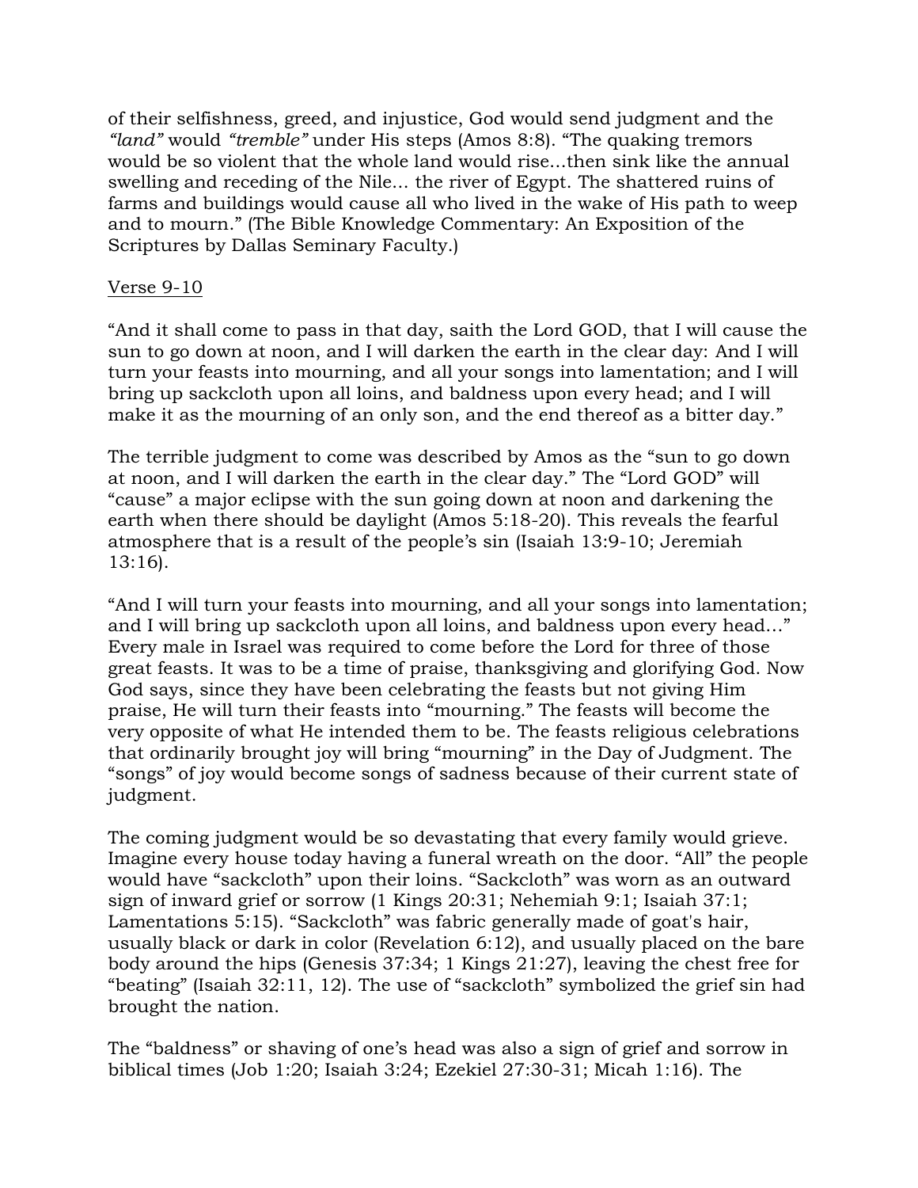of their selfishness, greed, and injustice, God would send judgment and the *"land"* would *"tremble"* under His steps (Amos 8:8). "The quaking tremors would be so violent that the whole land would rise...then sink like the annual swelling and receding of the Nile... the river of Egypt. The shattered ruins of farms and buildings would cause all who lived in the wake of His path to weep and to mourn." (The Bible Knowledge Commentary: An Exposition of the Scriptures by Dallas Seminary Faculty.)

<u>Verse 9-10</u>

"And it shall come to pass in that day, saith the Lord GOD, that I will cause the sun to go down at noon, and I will darken the earth in the clear day: And I will turn your feasts into mourning, and all your songs into lamentation; and I will bring up sackcloth upon all loins, and baldness upon every head; and I will make it as the mourning of an only son, and the end thereof as a bitter day."

The terrible judgment to come was described by Amos as the "sun to go down at noon, and I will darken the earth in the clear day." The "Lord GOD" will "cause" a major eclipse with the sun going down at noon and darkening the earth when there should be daylight (Amos 5:18-20). This reveals the fearful atmosphere that is a result of the people's sin (Isaiah 13:9-10; Jeremiah 13:16).

"And I will turn your feasts into mourning, and all your songs into lamentation; and I will bring up sackcloth upon all loins, and baldness upon every head..." Every male in Israel was required to come before the Lord for three of those great feasts. It was to be a time of praise, thanksgiving and glorifying God. Now God says, since they have been celebrating the feasts but not giving Him praise, He will turn their feasts into "mourning." The feasts will become the very opposite of what He intended them to be. The feasts religious celebrations that ordinarily brought joy will bring "mourning" in the Day of Judgment. The "songs" of joy would become songs of sadness because of their current state of judgment.

The coming judgment would be so devastating that every family would grieve. Imagine every house today having a funeral wreath on the door. "All" the people would have "sackcloth" upon their loins. "Sackcloth" was worn as an outward sign of inward grief or sorrow (1 Kings 20:31; Nehemiah 9:1; Isaiah 37:1; Lamentations 5:15). "Sackcloth" was fabric generally made of goat's hair, usually black or dark in color (Revelation 6:12), and usually placed on the bare body around the hips (Genesis 37:34; 1 Kings 21:27), leaving the chest free for "beating" (Isaiah 32:11, 12). The use of "sackcloth" symbolized the grief sin had brought the nation.

The "baldness" or shaving of one's head was also a sign of grief and sorrow in biblical times (Job 1:20; Isaiah 3:24; Ezekiel 27:30-31; Micah 1:16). The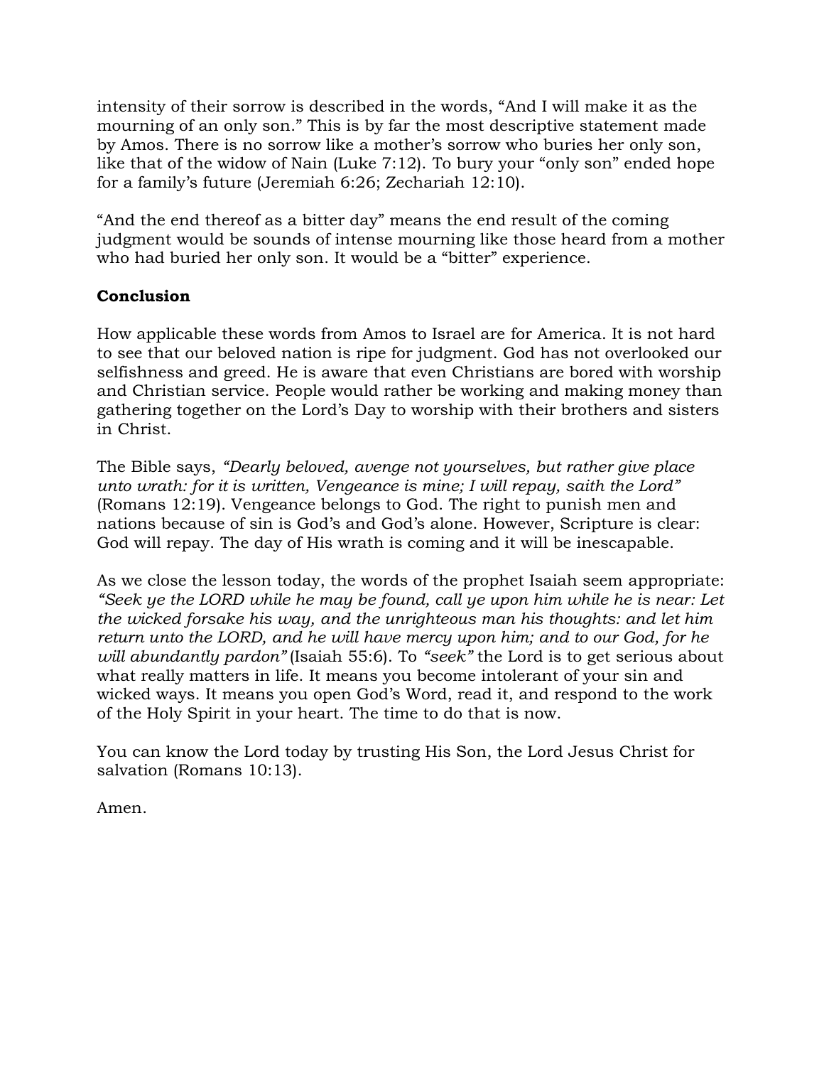intensity of their sorrow is described in the words, “And I will make it as the mourning of an only son.” This is by far the most descriptive statement made by Amos. There is no sorrow like a mother’s sorrow who buries her only son, like that of the widow of Nain (Luke 7:12). To bury your “only son” ended hope for a family’s future (Jeremiah 6:26; Zechariah 12:10).

“And the end thereof as a bitter day” means the end result of the coming judgment would be sounds of intense mourning like those heard from a mother who had buried her only son. It would be a “bitter” experience.

**Conclusion**

How applicable these words from Amos to Israel are for America. It is not hard to see that our beloved nation is ripe for judgment. God has not overlooked our selfishness and greed. He is aware that even Christians are bored with worship and Christian service. People would rather be working and making money than gathering together on the Lord’s Day to worship with their brothers and sisters in Christ.

The Bible says, *“Dearly beloved, avenge not yourselves, but rather give place unto wrath: for it is written, Vengeance is mine; I will repay, saith the Lord”* (Romans 12:19). Vengeance belongs to God. The right to punish men and nations because of sin is God’s and God’s alone. However, Scripture is clear: God will repay. The day of His wrath is coming and it will be inescapable.

As we close the lesson today, the words of the prophet Isaiah seem appropriate: *“Seek ye the LORD while he may be found, call ye upon him while he is near: Let the wicked forsake his way, and the unrighteous man his thoughts: and let him return unto the LORD, and he will have mercy upon him; and to our God, for he will abundantly pardon”* (Isaiah 55:6). To *“seek”* the Lord is to get serious about what really matters in life. It means you become intolerant of your sin and wicked ways. It means you open God’s Word, read it, and respond to the work of the Holy Spirit in your heart. The time to do that is now.

You can know the Lord today by trusting His Son, the Lord Jesus Christ for salvation (Romans 10:13).

Amen.